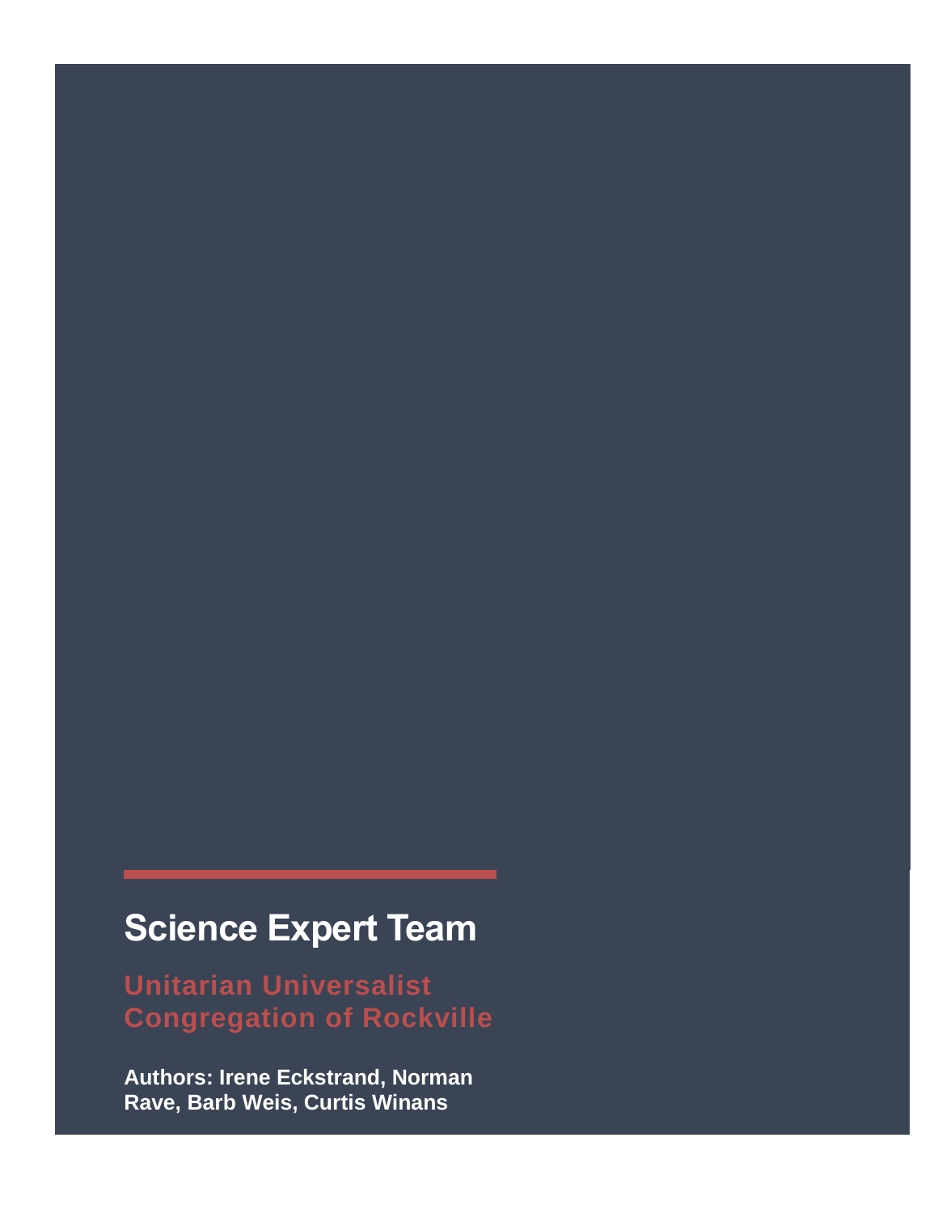# Science Expert Team

## Unitarian Universalist Congregation of Rockville

**Authors: Irene Eckstrand, Norman Rave, Barb Weis, Curtis Winans**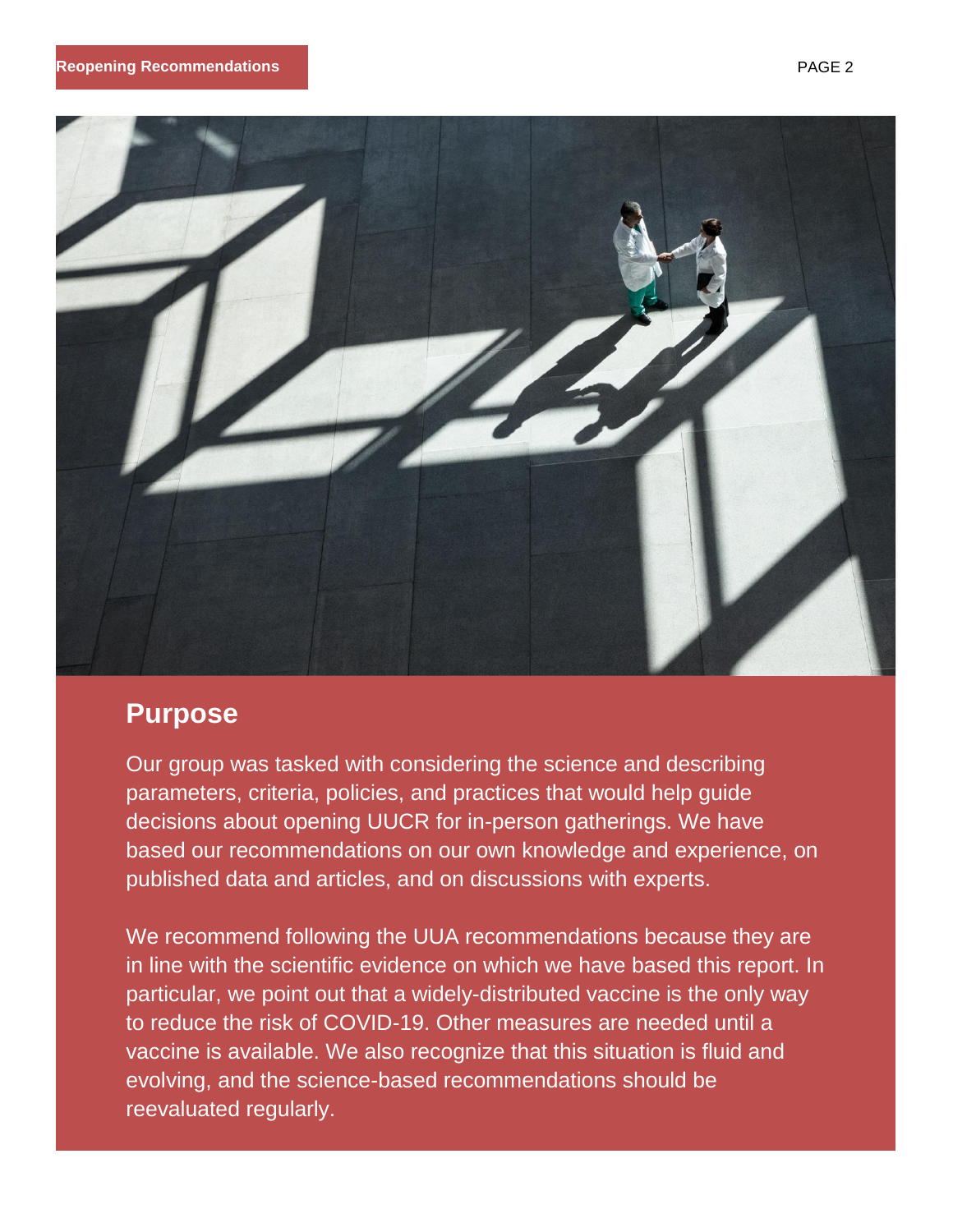## Purpose

Our group was tasked with considering the science and describing parameters, criteria, policies, and practices that would help guide decisions about opening UUCR for in-person gatherings. We have based our recommendations on our own knowledge and experience, on published data and articles, and on discussions with experts.

We recommend following the UUA recommendations because they are in line with the scientific evidence on which we have based this report. In particular, we point out that a widely-distributed vaccine is the only way to reduce the risk of COVID-19. Other measures are needed until a vaccine is available. We also recognize that this situation is fluid and evolving, and the science-based recommendations should be reevaluated regularly.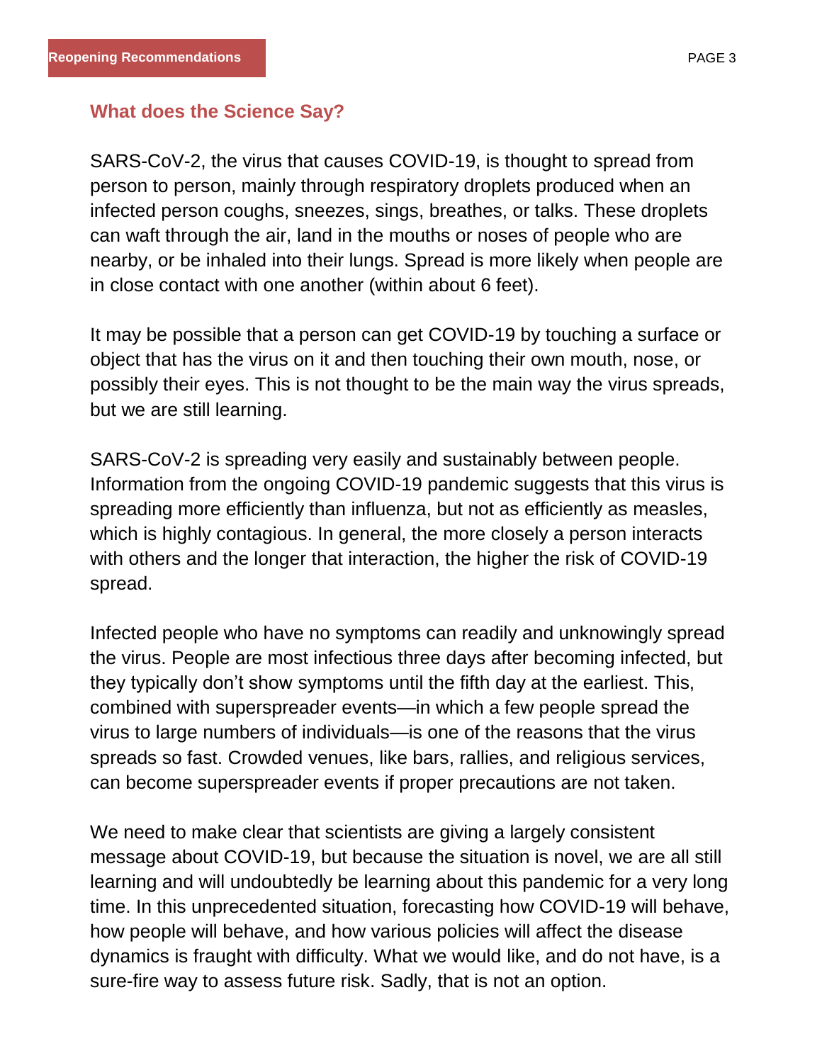## What does the Science Say?

SARS-CoV-2, the virus that causes COVID-19, is thought to spread from person to person, mainly through respiratory droplets produced when an infected person coughs, sneezes, sings, breathes, or talks. These droplets can waft through the air, land in the mouths or noses of people who are nearby, or be inhaled into their lungs. Spread is more likely when people are in close contact with one another (within about 6 feet).

It may be possible that a person can get COVID-19 by touching a surface or object that has the virus on it and then touching their own mouth, nose, or possibly their eyes. This is not thought to be the main way the virus spreads, but we are still learning.

SARS-CoV-2 is spreading very easily and sustainably between people. Information from the ongoing COVID-19 pandemic suggests that this virus is spreading more efficiently than influenza, but not as efficiently as measles, which is highly contagious. In general, the more closely a person interacts with others and the longer that interaction, the higher the risk of COVID-19 spread.

Infected people who have no symptoms can readily and unknowingly spread the virus. People are most infectious three days after becoming infected, but they typically don't show symptoms until the fifth day at the earliest. This, combined with superspreader events—in which a few people spread the virus to large numbers of individuals—is one of the reasons that the virus spreads so fast. Crowded venues, like bars, rallies, and religious services, can become superspreader events if proper precautions are not taken.

We need to make clear that scientists are giving a largely consistent message about COVID-19, but because the situation is novel, we are all still learning and will undoubtedly be learning about this pandemic for a very long time. In this unprecedented situation, forecasting how COVID-19 will behave, how people will behave, and how various policies will affect the disease dynamics is fraught with difficulty. What we would like, and do not have, is a sure-fire way to assess future risk. Sadly, that is not an option.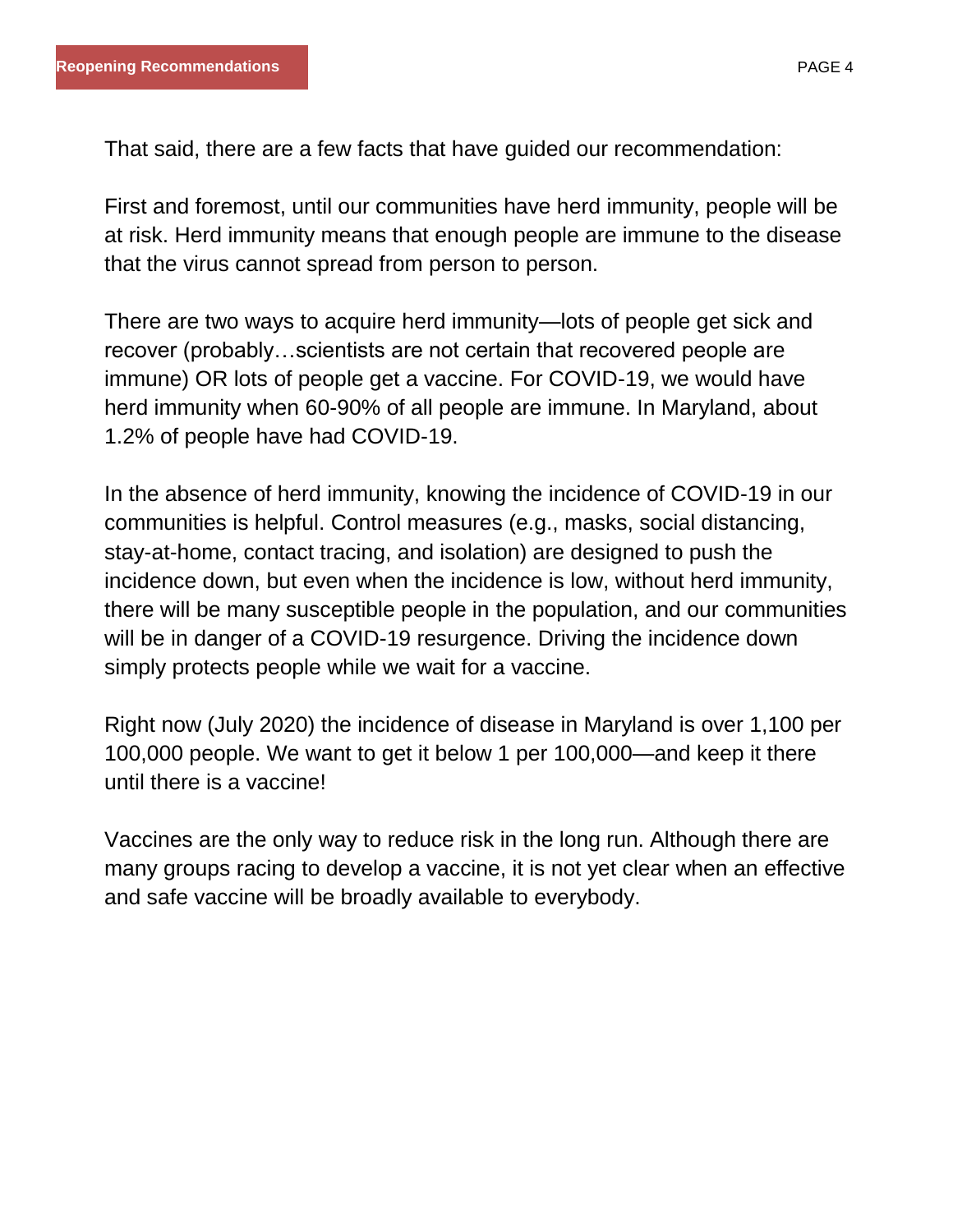That said, there are a few facts that have guided our recommendation:

First and foremost, until our communities have herd immunity, people will be at risk. Herd immunity means that enough people are immune to the disease that the virus cannot spread from person to person.

There are two ways to acquire herd immunity—lots of people get sick and recover (probably…scientists are not certain that recovered people are immune) OR lots of people get a vaccine. For COVID-19, we would have herd immunity when 60-90% of all people are immune. In Maryland, about 1.2% of people have had COVID-19.

In the absence of herd immunity, knowing the incidence of COVID-19 in our communities is helpful. Control measures (e.g., masks, social distancing, stay-at-home, contact tracing, and isolation) are designed to push the incidence down, but even when the incidence is low, without herd immunity, there will be many susceptible people in the population, and our communities will be in danger of a COVID-19 resurgence. Driving the incidence down simply protects people while we wait for a vaccine.

Right now (July 2020) the incidence of disease in Maryland is over 1,100 per 100,000 people. We want to get it below 1 per 100,000—and keep it there until there is a vaccine!

Vaccines are the only way to reduce risk in the long run. Although there are many groups racing to develop a vaccine, it is not yet clear when an effective and safe vaccine will be broadly available to everybody.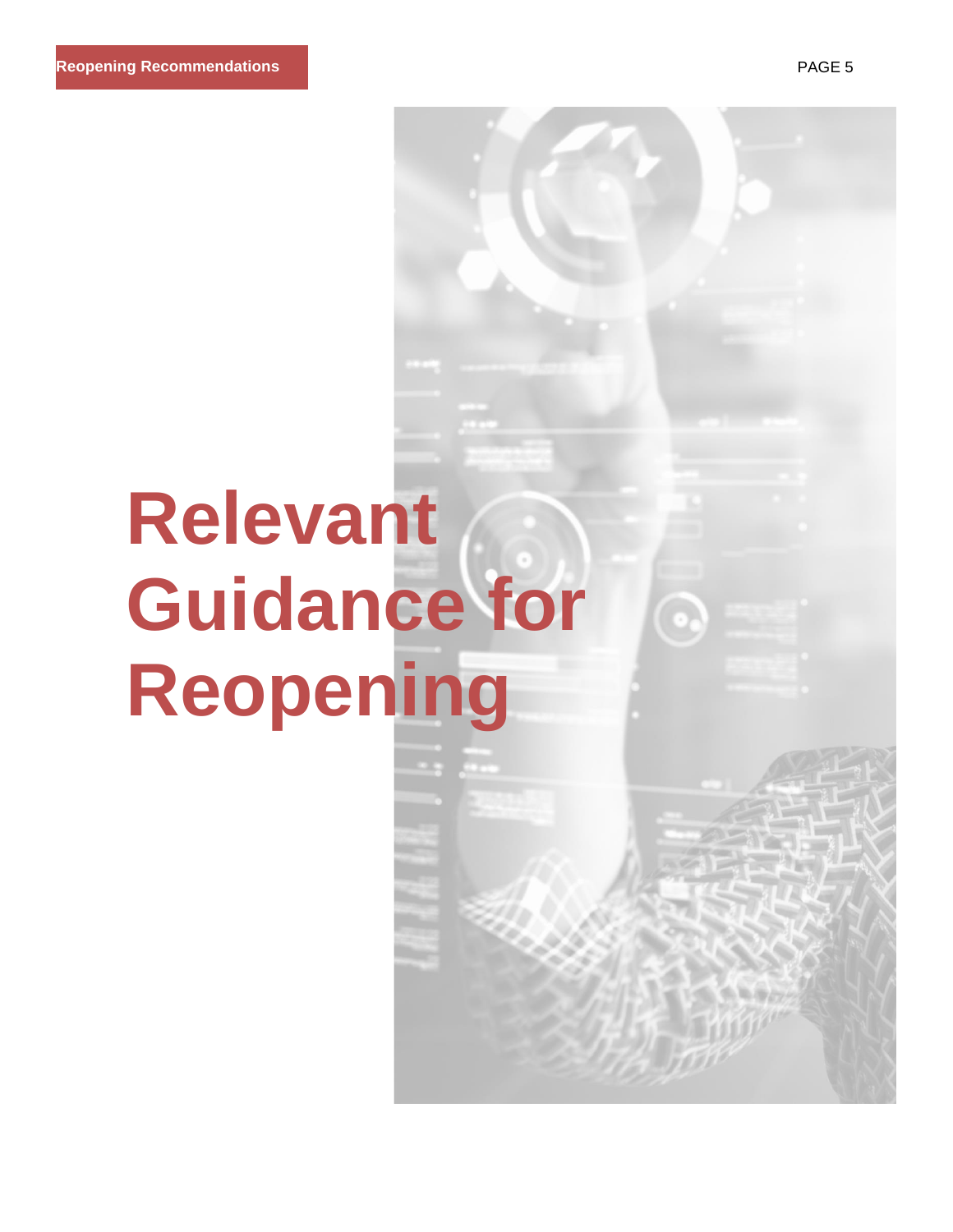# Relevant Guidance for Reopening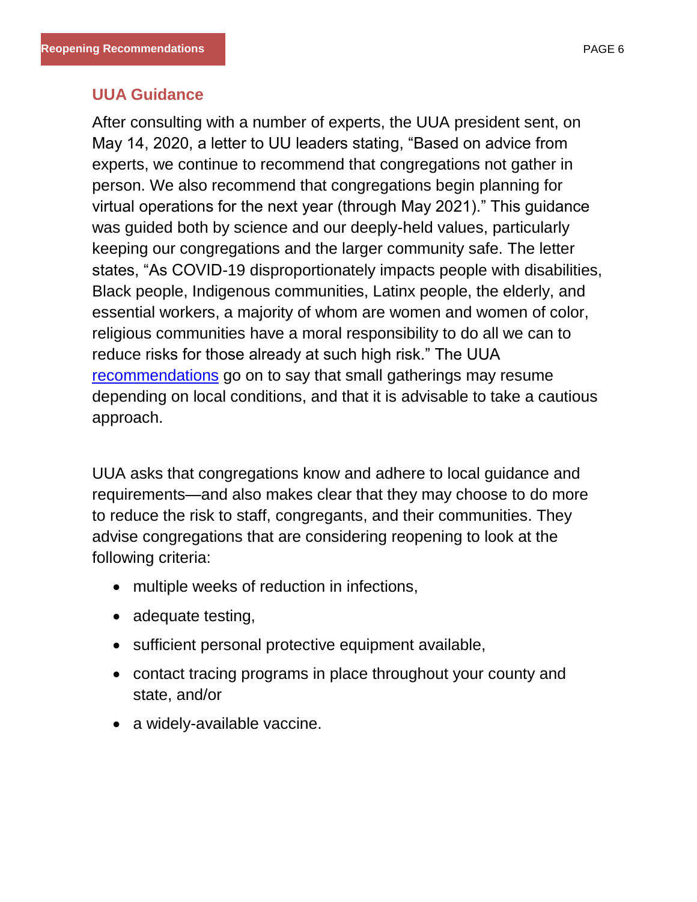## UUA Guidance

After consulting with a number of experts, the UUA president sent, on May 14, 2020, a letter to UU leaders stating, “Based on advice from experts, we continue to recommend that congregations not gather in person. We also recommend that congregations begin planning for virtual operations for the next year (through May 2021).” This guidance was guided both by science and our deeply-held values, particularly keeping our congregations and the larger community safe. The letter states, “As COVID-19 disproportionately impacts people with disabilities, Black people, Indigenous communities, Latinx people, the elderly, and essential workers, a majority of whom are women and women of color, religious communities have a moral responsibility to do all we can to reduce risks for those already at such high risk.” The UUA recommendations go on to say that small gatherings may resume depending on local conditions, and that it is advisable to take a cautious approach.

UUA asks that congregations know and adhere to local guidance and requirements—and also makes clear that they may choose to do more to reduce the risk to staff, congregants, and their communities. They advise congregations that are considering reopening to look at the following criteria:

- multiple weeks of reduction in infections,
- adequate testing,
- sufficient personal protective equipment available,
- contact tracing programs in place throughout your county and state, and/or
- a widely-available vaccine.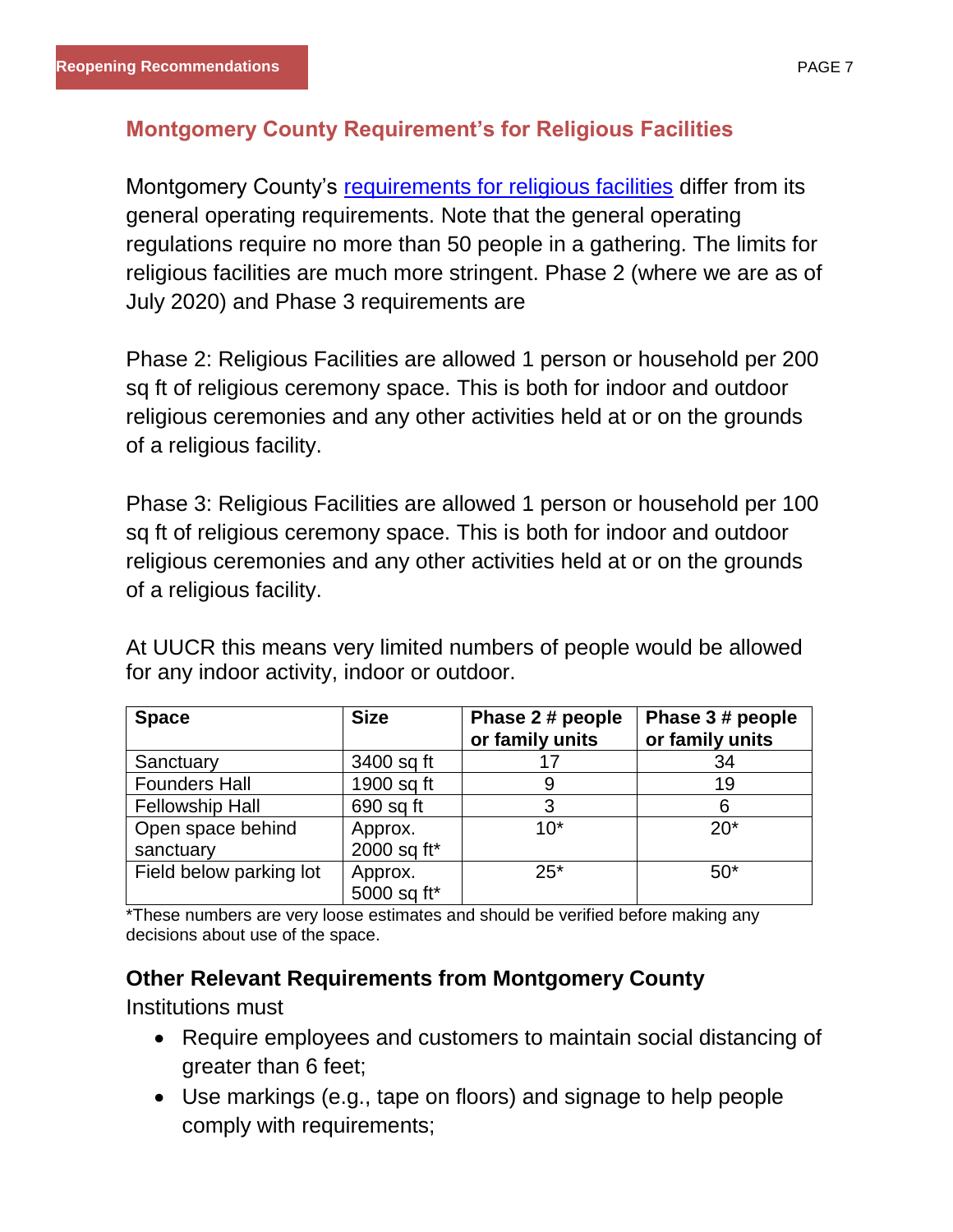## Montgomery County Requirement's for Religious Facilities

Montgomery County's [requirements for religious facilities]() differ from its general operating requirements. Note that the general operating regulations require no more than 50 people in a gathering. The limits for religious facilities are much more stringent. Phase 2 (where we are as of July 2020) and Phase 3 requirements are

Phase 2: Religious Facilities are allowed 1 person or household per 200 sq ft of religious ceremony space. This is both for indoor and outdoor religious ceremonies and any other activities held at or on the grounds of a religious facility.

Phase 3: Religious Facilities are allowed 1 person or household per 100 sq ft of religious ceremony space. This is both for indoor and outdoor religious ceremonies and any other activities held at or on the grounds of a religious facility.

At UUCR this means very limited numbers of people would be allowed for any indoor activity, indoor or outdoor.

| Space | Size | Phase 2 # people or family units | Phase 3 # people or family units |
|---|---|---|---|
| Sanctuary | 3400 sq ft | 17 | 34 |
| Founders Hall | 1900 sq ft | 9 | 19 |
| Fellowship Hall | 690 sq ft | 3 | 6 |
| Open space behind sanctuary | Approx. 2000 sq ft* | 10* | 20* |
| Field below parking lot | Approx. 5000 sq ft* | 25* | 50* |

*These numbers are very loose estimates and should be verified before making any decisions about use of the space.

### Other Relevant Requirements from Montgomery County

Institutions must

- Require employees and customers to maintain social distancing of greater than 6 feet;
- Use markings (e.g., tape on floors) and signage to help people comply with requirements;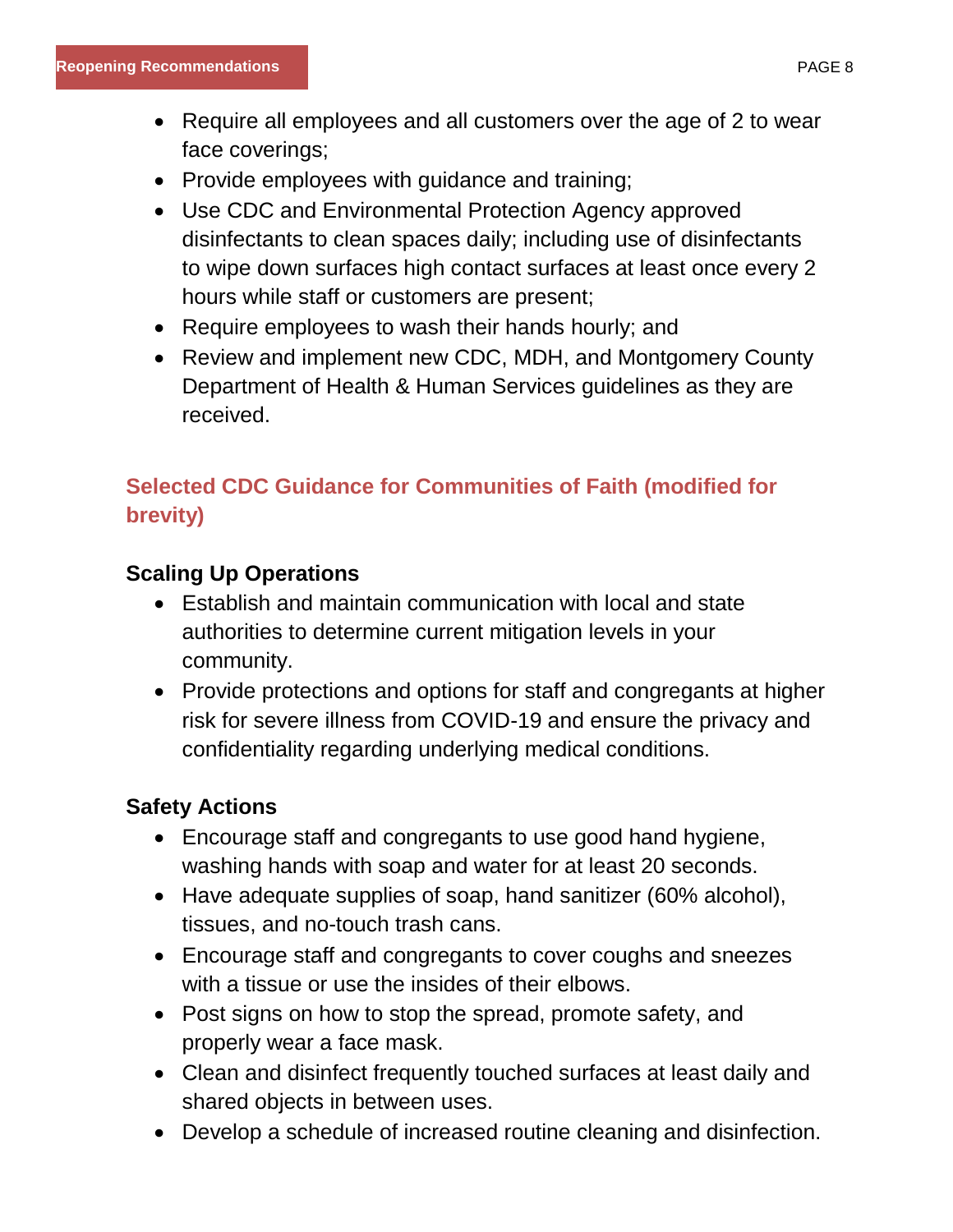- Require all employees and all customers over the age of 2 to wear face coverings;
- Provide employees with guidance and training;
- Use CDC and Environmental Protection Agency approved disinfectants to clean spaces daily; including use of disinfectants to wipe down surfaces high contact surfaces at least once every 2 hours while staff or customers are present;
- Require employees to wash their hands hourly; and
- Review and implement new CDC, MDH, and Montgomery County Department of Health & Human Services guidelines as they are received.

## Selected CDC Guidance for Communities of Faith (modified for brevity)

### Scaling Up Operations

- Establish and maintain communication with local and state authorities to determine current mitigation levels in your community.
- Provide protections and options for staff and congregants at higher risk for severe illness from COVID-19 and ensure the privacy and confidentiality regarding underlying medical conditions.

### Safety Actions

- Encourage staff and congregants to use good hand hygiene, washing hands with soap and water for at least 20 seconds.
- Have adequate supplies of soap, hand sanitizer (60% alcohol), tissues, and no-touch trash cans.
- Encourage staff and congregants to cover coughs and sneezes with a tissue or use the insides of their elbows.
- Post signs on how to stop the spread, promote safety, and properly wear a face mask.
- Clean and disinfect frequently touched surfaces at least daily and shared objects in between uses.
- Develop a schedule of increased routine cleaning and disinfection.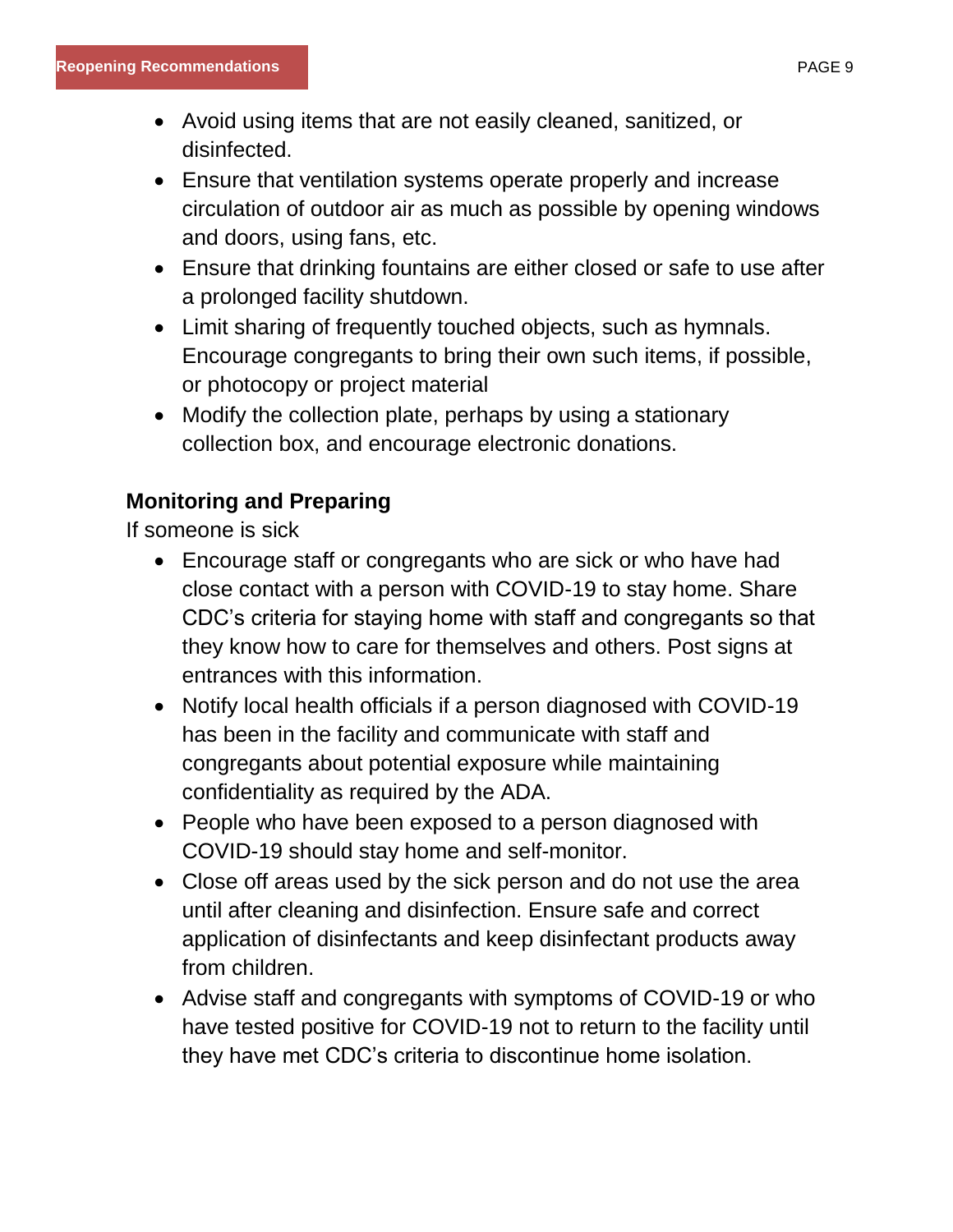- Avoid using items that are not easily cleaned, sanitized, or disinfected.
- Ensure that ventilation systems operate properly and increase circulation of outdoor air as much as possible by opening windows and doors, using fans, etc.
- Ensure that drinking fountains are either closed or safe to use after a prolonged facility shutdown.
- Limit sharing of frequently touched objects, such as hymnals. Encourage congregants to bring their own such items, if possible, or photocopy or project material
- Modify the collection plate, perhaps by using a stationary collection box, and encourage electronic donations.

**Monitoring and Preparing**

If someone is sick

- Encourage staff or congregants who are sick or who have had close contact with a person with COVID-19 to stay home. Share CDC's criteria for staying home with staff and congregants so that they know how to care for themselves and others. Post signs at entrances with this information.
- Notify local health officials if a person diagnosed with COVID-19 has been in the facility and communicate with staff and congregants about potential exposure while maintaining confidentiality as required by the ADA.
- People who have been exposed to a person diagnosed with COVID-19 should stay home and self-monitor.
- Close off areas used by the sick person and do not use the area until after cleaning and disinfection. Ensure safe and correct application of disinfectants and keep disinfectant products away from children.
- Advise staff and congregants with symptoms of COVID-19 or who have tested positive for COVID-19 not to return to the facility until they have met CDC's criteria to discontinue home isolation.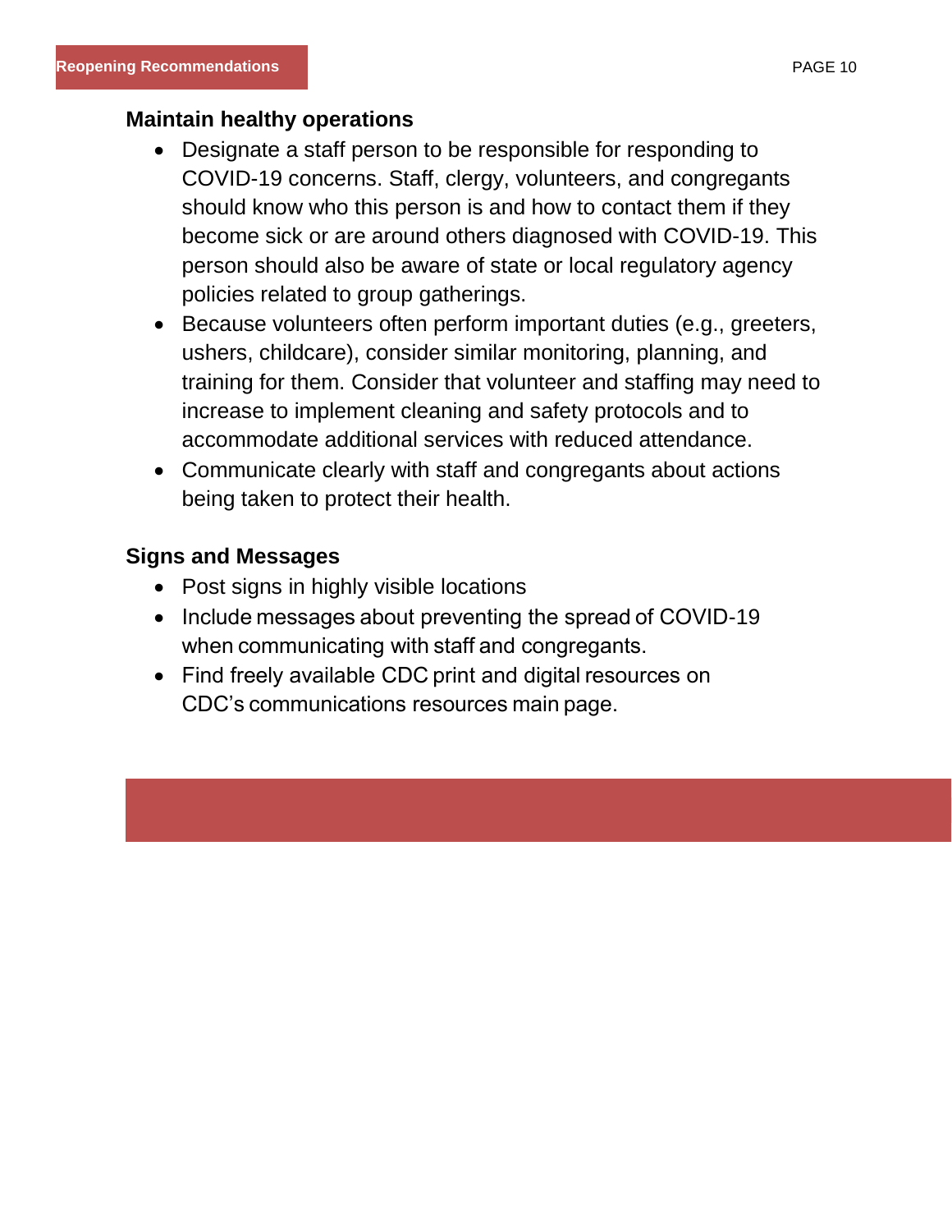## Maintain healthy operations

- Designate a staff person to be responsible for responding to COVID-19 concerns. Staff, clergy, volunteers, and congregants should know who this person is and how to contact them if they become sick or are around others diagnosed with COVID-19. This person should also be aware of state or local regulatory agency policies related to group gatherings.
- Because volunteers often perform important duties (e.g., greeters, ushers, childcare), consider similar monitoring, planning, and training for them. Consider that volunteer and staffing may need to increase to implement cleaning and safety protocols and to accommodate additional services with reduced attendance.
- Communicate clearly with staff and congregants about actions being taken to protect their health.

## Signs and Messages

- Post signs in highly visible locations
- Include messages about preventing the spread of COVID-19 when communicating with staff and congregants.
- Find freely available CDC print and digital resources on CDC's communications resources main page.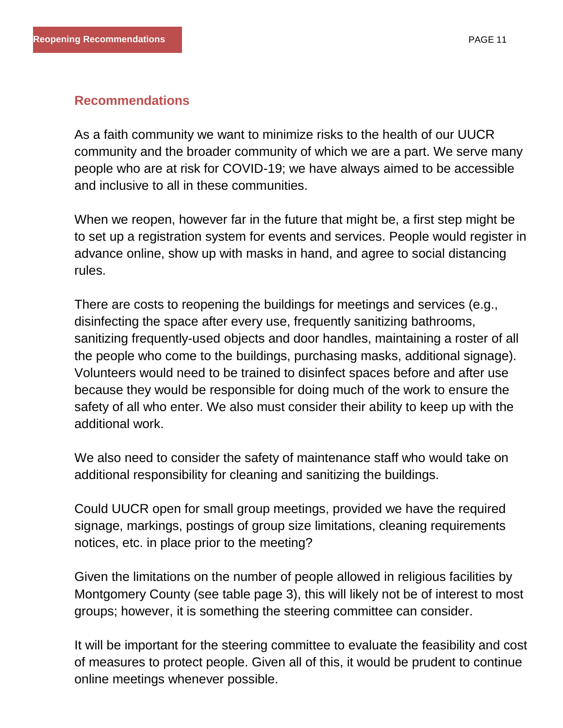## Recommendations

As a faith community we want to minimize risks to the health of our UUCR community and the broader community of which we are a part. We serve many people who are at risk for COVID-19; we have always aimed to be accessible and inclusive to all in these communities.

When we reopen, however far in the future that might be, a first step might be to set up a registration system for events and services. People would register in advance online, show up with masks in hand, and agree to social distancing rules.

There are costs to reopening the buildings for meetings and services (e.g., disinfecting the space after every use, frequently sanitizing bathrooms, sanitizing frequently-used objects and door handles, maintaining a roster of all the people who come to the buildings, purchasing masks, additional signage). Volunteers would need to be trained to disinfect spaces before and after use because they would be responsible for doing much of the work to ensure the safety of all who enter. We also must consider their ability to keep up with the additional work.

We also need to consider the safety of maintenance staff who would take on additional responsibility for cleaning and sanitizing the buildings.

Could UUCR open for small group meetings, provided we have the required signage, markings, postings of group size limitations, cleaning requirements notices, etc. in place prior to the meeting?

Given the limitations on the number of people allowed in religious facilities by Montgomery County (see table page 3), this will likely not be of interest to most groups; however, it is something the steering committee can consider.

It will be important for the steering committee to evaluate the feasibility and cost of measures to protect people. Given all of this, it would be prudent to continue online meetings whenever possible.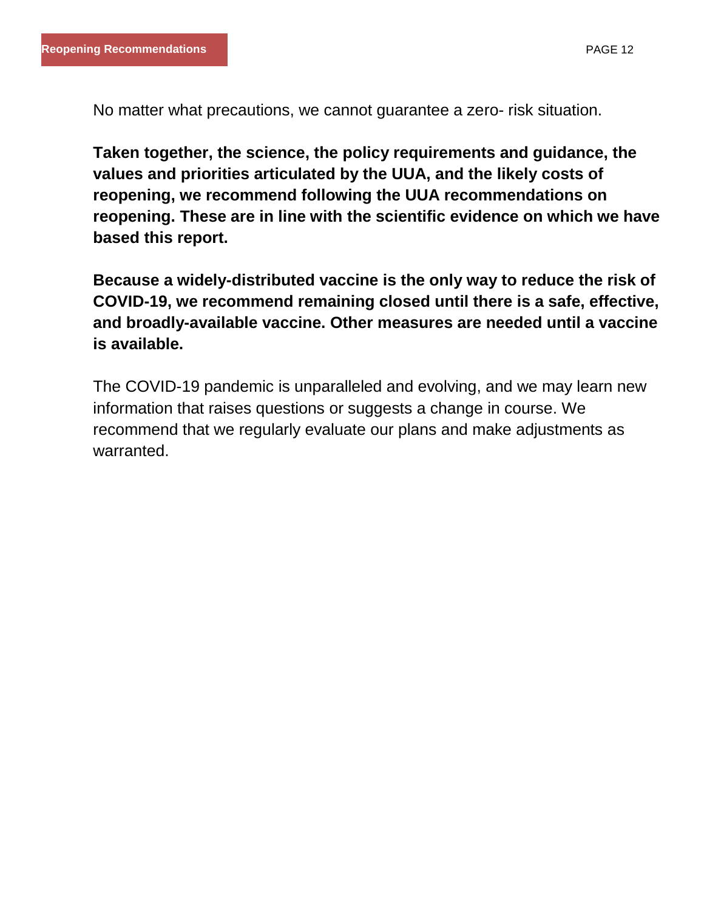No matter what precautions, we cannot guarantee a zero- risk situation.

**Taken together, the science, the policy requirements and guidance, the values and priorities articulated by the UUA, and the likely costs of reopening, we recommend following the UUA recommendations on reopening. These are in line with the scientific evidence on which we have based this report.**

**Because a widely-distributed vaccine is the only way to reduce the risk of COVID-19, we recommend remaining closed until there is a safe, effective, and broadly-available vaccine. Other measures are needed until a vaccine is available.**

The COVID-19 pandemic is unparalleled and evolving, and we may learn new information that raises questions or suggests a change in course. We recommend that we regularly evaluate our plans and make adjustments as warranted.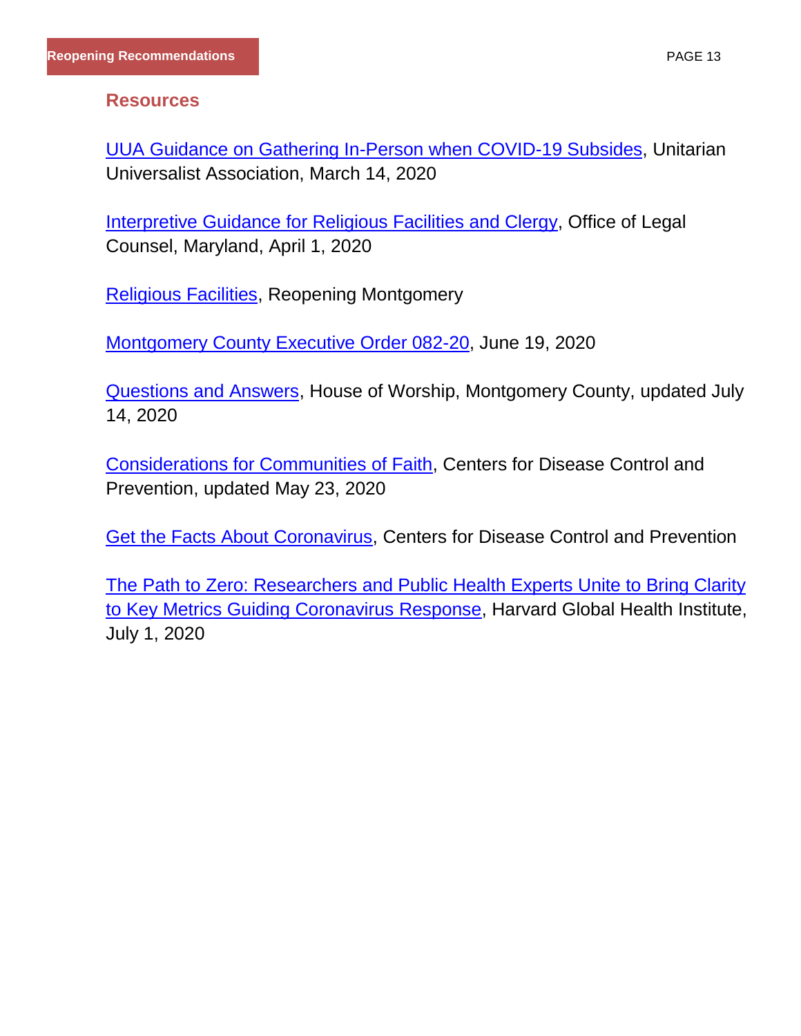## Resources

UUA Guidance on Gathering In-Person when COVID-19 Subsides, Unitarian Universalist Association, March 14, 2020

Interpretive Guidance for Religious Facilities and Clergy, Office of Legal Counsel, Maryland, April 1, 2020

Religious Facilities, Reopening Montgomery

Montgomery County Executive Order 082-20, June 19, 2020

Questions and Answers, House of Worship, Montgomery County, updated July 14, 2020

Considerations for Communities of Faith, Centers for Disease Control and Prevention, updated May 23, 2020

Get the Facts About Coronavirus, Centers for Disease Control and Prevention

The Path to Zero: Researchers and Public Health Experts Unite to Bring Clarity to Key Metrics Guiding Coronavirus Response, Harvard Global Health Institute, July 1, 2020